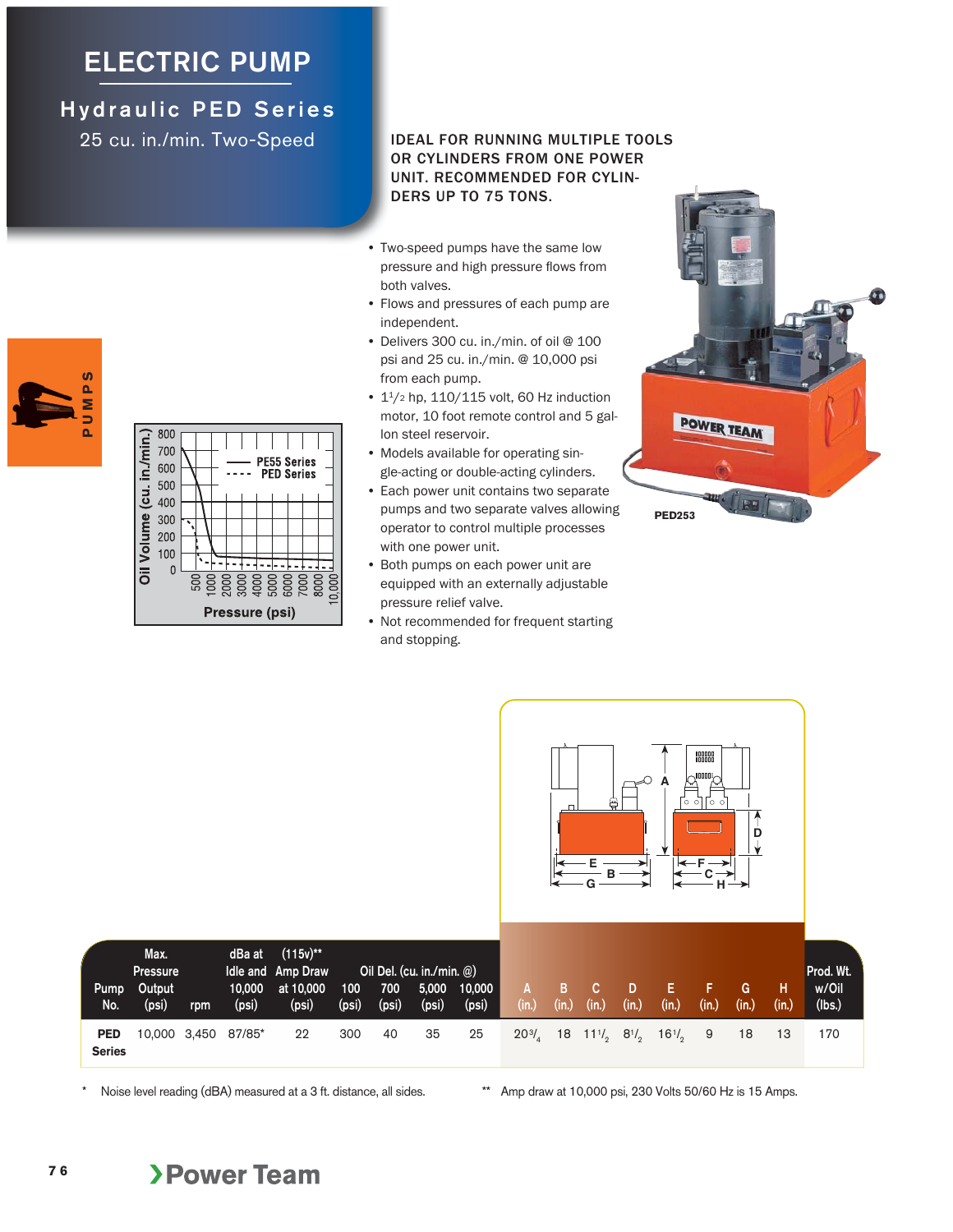# ELECTRIC PUMP

## Hydraulic PED Series

25 cu. in./min. Two-Speed

**IDEAL FOR RUNNING MULTIPLE TOOLS OR CYLINDERS FROM ONE POWER UNIT. RECOMMENDED FOR CYLINDERS UP TO 75 TONS.**

- Two-speed pumps have the same low pressure and high pressure flows from both valves.
- Flows and pressures of each pump are independent.
- Delivers 300 cu. in./min. of oil @ 100 psi and 25 cu. in./min. @ 10,000 psi from each pump.
- 1½ hp, 110/115 volt, 60 Hz induction motor, 10 foot remote control and 5 gallon steel reservoir.
- Models available for operating single-acting or double-acting cylinders.
- Each power unit contains two separate pumps and two separate valves allowing operator to control multiple processes with one power unit.
- Both pumps on each power unit are equipped with an externally adjustable pressure relief valve.
- Not recommended for frequent starting and stopping.

PED253

Oil Volume (cu. in./min.) vs. Pressure (psi) — PE55 Series / PED Series

| Pump No. | Max. Pressure Output (psi) | rpm | dBa at Idle and 10,000 (psi) | (115v)** Amp Draw at 10,000 (psi) | Oil Del. (cu. in./min. @) 100 (psi) | 700 (psi) | 5,000 (psi) | 10,000 (psi) | A (in.) | B (in.) | C (in.) | D (in.) | E (in.) | F (in.) | G (in.) | H (in.) | Prod. Wt. w/Oil (lbs.) |
|---|---|---|---|---|---|---|---|---|---|---|---|---|---|---|---|---|---|
| **PED Series** | 10,000 | 3,450 | 87/85* | 22 | 300 | 40 | 35 | 25 | 20¾ | 18 | 11½ | 8½ | 16½ | 9 | 18 | 13 | 170 |

\* Noise level reading (dBA) measured at a 3 ft. distance, all sides.

\*\* Amp draw at 10,000 psi, 230 Volts 50/60 Hz is 15 Amps.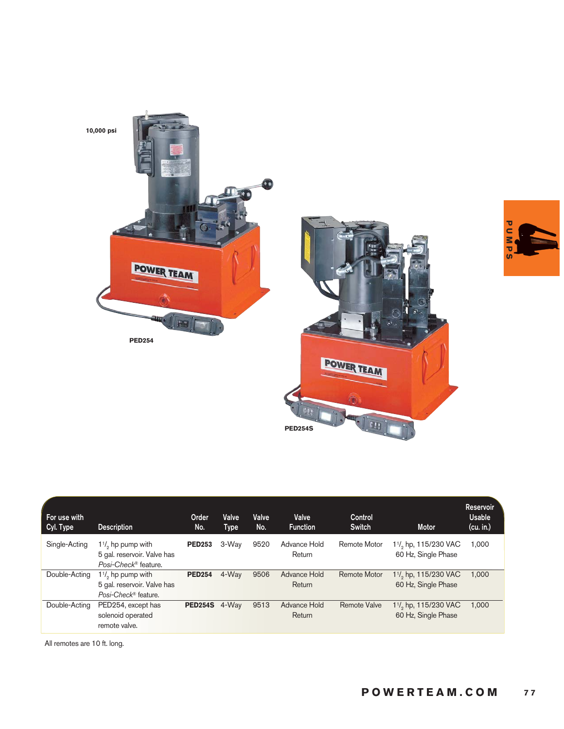10,000 psi

PED254

PED254S

| For use with Cyl. Type | Description | Order No. | Valve Type | Valve No. | Valve Function | Control Switch | Motor | Reservoir Usable (cu. in.) |
|---|---|---|---|---|---|---|---|---|
| Single-Acting | $1^1/_2$ hp pump with 5 gal. reservoir. Valve has *Posi-Check*® feature. | **PED253** | 3-Way | 9520 | Advance Hold Return | Remote Motor | $1^1/_2$ hp, 115/230 VAC 60 Hz, Single Phase | 1,000 |
| Double-Acting | $1^1/_2$ hp pump with 5 gal. reservoir. Valve has *Posi-Check*® feature. | **PED254** | 4-Way | 9506 | Advance Hold Return | Remote Motor | $1^1/_2$ hp, 115/230 VAC 60 Hz, Single Phase | 1,000 |
| Double-Acting | PED254, except has solenoid operated remote valve. | **PED254S** | 4-Way | 9513 | Advance Hold Return | Remote Valve | $1^1/_2$ hp, 115/230 VAC 60 Hz, Single Phase | 1,000 |

All remotes are 10 ft. long.